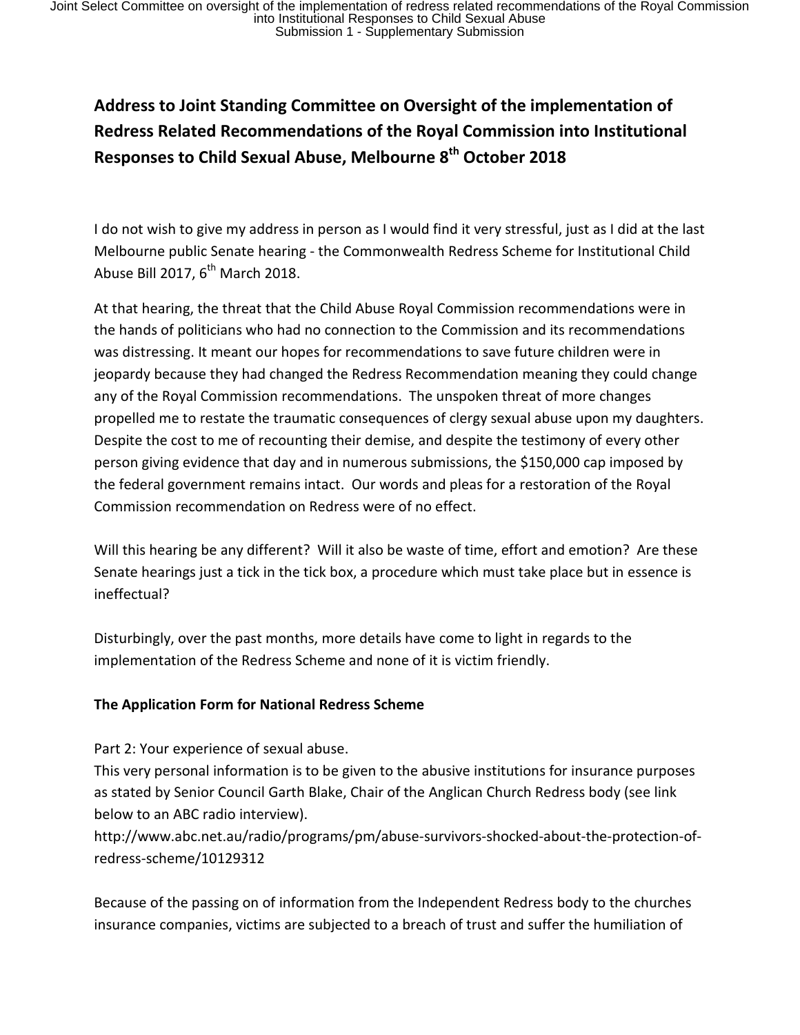## Address to Joint Standing Committee on Oversight of the implementation of Redress Related Recommendations of the Royal Commission into Institutional Responses to Child Sexual Abuse, Melbourne 8th October 2018

I do not wish to give my address in person as I would find it very stressful, just as I did at the last Melbourne public Senate hearing - the Commonwealth Redress Scheme for Institutional Child Abuse Bill 2017, 6th March 2018.

At that hearing, the threat that the Child Abuse Royal Commission recommendations were in the hands of politicians who had no connection to the Commission and its recommendations was distressing. It meant our hopes for recommendations to save future children were in jeopardy because they had changed the Redress Recommendation meaning they could change any of the Royal Commission recommendations. The unspoken threat of more changes propelled me to restate the traumatic consequences of clergy sexual abuse upon my daughters. Despite the cost to me of recounting their demise, and despite the testimony of every other person giving evidence that day and in numerous submissions, the $150,000 cap imposed by the federal government remains intact. Our words and pleas for a restoration of the Royal Commission recommendation on Redress were of no effect.

Will this hearing be any different? Will it also be waste of time, effort and emotion? Are these Senate hearings just a tick in the tick box, a procedure which must take place but in essence is ineffectual?

Disturbingly, over the past months, more details have come to light in regards to the implementation of the Redress Scheme and none of it is victim friendly.

**The Application Form for National Redress Scheme**

Part 2: Your experience of sexual abuse.
This very personal information is to be given to the abusive institutions for insurance purposes as stated by Senior Council Garth Blake, Chair of the Anglican Church Redress body (see link below to an ABC radio interview).
http://www.abc.net.au/radio/programs/pm/abuse-survivors-shocked-about-the-protection-of-redress-scheme/10129312

Because of the passing on of information from the Independent Redress body to the churches insurance companies, victims are subjected to a breach of trust and suffer the humiliation of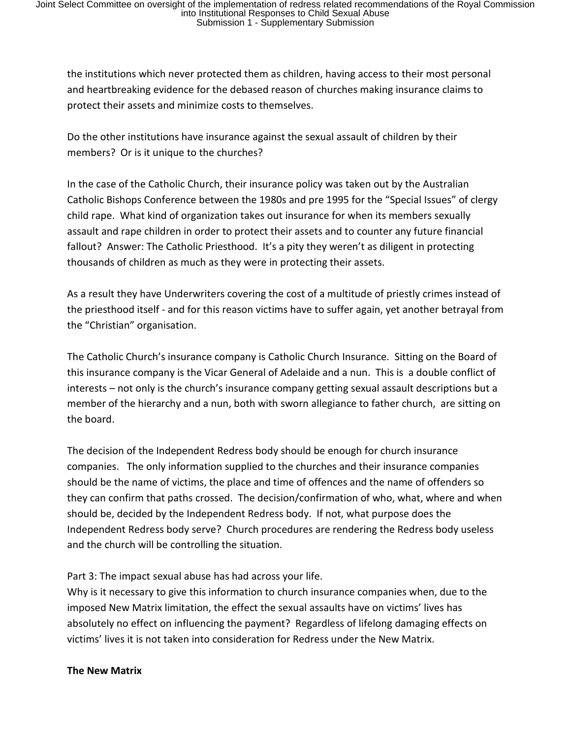the institutions which never protected them as children, having access to their most personal and heartbreaking evidence for the debased reason of churches making insurance claims to protect their assets and minimize costs to themselves.

Do the other institutions have insurance against the sexual assault of children by their members? Or is it unique to the churches?

In the case of the Catholic Church, their insurance policy was taken out by the Australian Catholic Bishops Conference between the 1980s and pre 1995 for the "Special Issues" of clergy child rape. What kind of organization takes out insurance for when its members sexually assault and rape children in order to protect their assets and to counter any future financial fallout? Answer: The Catholic Priesthood. It's a pity they weren't as diligent in protecting thousands of children as much as they were in protecting their assets.

As a result they have Underwriters covering the cost of a multitude of priestly crimes instead of the priesthood itself - and for this reason victims have to suffer again, yet another betrayal from the "Christian" organisation.

The Catholic Church's insurance company is Catholic Church Insurance. Sitting on the Board of this insurance company is the Vicar General of Adelaide and a nun. This is a double conflict of interests – not only is the church's insurance company getting sexual assault descriptions but a member of the hierarchy and a nun, both with sworn allegiance to father church, are sitting on the board.

The decision of the Independent Redress body should be enough for church insurance companies. The only information supplied to the churches and their insurance companies should be the name of victims, the place and time of offences and the name of offenders so they can confirm that paths crossed. The decision/confirmation of who, what, where and when should be, decided by the Independent Redress body. If not, what purpose does the Independent Redress body serve? Church procedures are rendering the Redress body useless and the church will be controlling the situation.

Part 3: The impact sexual abuse has had across your life.
Why is it necessary to give this information to church insurance companies when, due to the imposed New Matrix limitation, the effect the sexual assaults have on victims' lives has absolutely no effect on influencing the payment? Regardless of lifelong damaging effects on victims' lives it is not taken into consideration for Redress under the New Matrix.

**The New Matrix**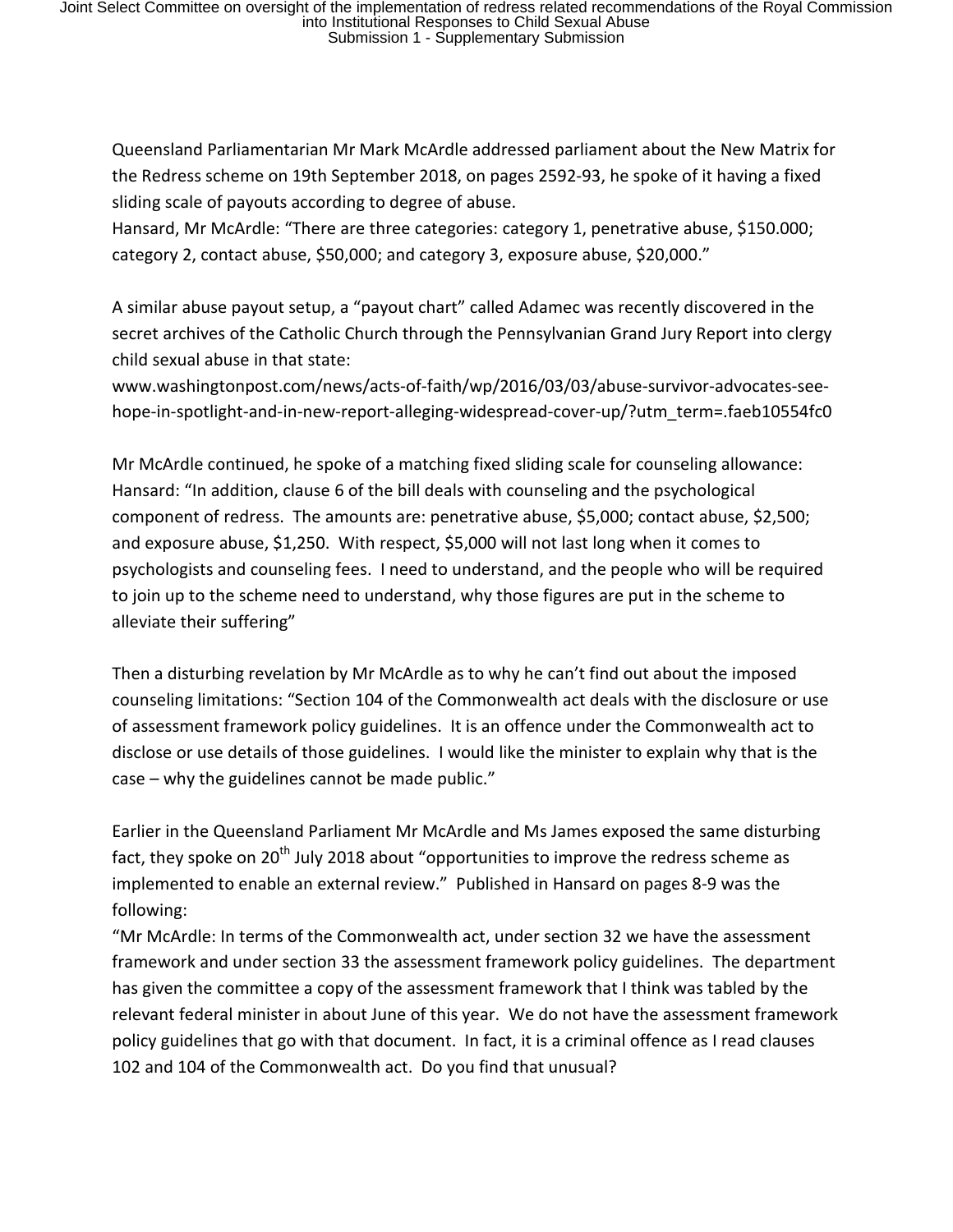Queensland Parliamentarian Mr Mark McArdle addressed parliament about the New Matrix for the Redress scheme on 19th September 2018, on pages 2592-93, he spoke of it having a fixed sliding scale of payouts according to degree of abuse.
Hansard, Mr McArdle: "There are three categories: category 1, penetrative abuse, $150.000; category 2, contact abuse, $50,000; and category 3, exposure abuse, $20,000."

A similar abuse payout setup, a "payout chart" called Adamec was recently discovered in the secret archives of the Catholic Church through the Pennsylvanian Grand Jury Report into clergy child sexual abuse in that state:
www.washingtonpost.com/news/acts-of-faith/wp/2016/03/03/abuse-survivor-advocates-see-hope-in-spotlight-and-in-new-report-alleging-widespread-cover-up/?utm_term=.faeb10554fc0

Mr McArdle continued, he spoke of a matching fixed sliding scale for counseling allowance:
Hansard: "In addition, clause 6 of the bill deals with counseling and the psychological component of redress. The amounts are: penetrative abuse, $5,000; contact abuse, $2,500; and exposure abuse, $1,250. With respect, $5,000 will not last long when it comes to psychologists and counseling fees. I need to understand, and the people who will be required to join up to the scheme need to understand, why those figures are put in the scheme to alleviate their suffering"

Then a disturbing revelation by Mr McArdle as to why he can't find out about the imposed counseling limitations: "Section 104 of the Commonwealth act deals with the disclosure or use of assessment framework policy guidelines. It is an offence under the Commonwealth act to disclose or use details of those guidelines. I would like the minister to explain why that is the case – why the guidelines cannot be made public."

Earlier in the Queensland Parliament Mr McArdle and Ms James exposed the same disturbing fact, they spoke on 20th July 2018 about "opportunities to improve the redress scheme as implemented to enable an external review." Published in Hansard on pages 8-9 was the following:
"Mr McArdle: In terms of the Commonwealth act, under section 32 we have the assessment framework and under section 33 the assessment framework policy guidelines. The department has given the committee a copy of the assessment framework that I think was tabled by the relevant federal minister in about June of this year. We do not have the assessment framework policy guidelines that go with that document. In fact, it is a criminal offence as I read clauses 102 and 104 of the Commonwealth act. Do you find that unusual?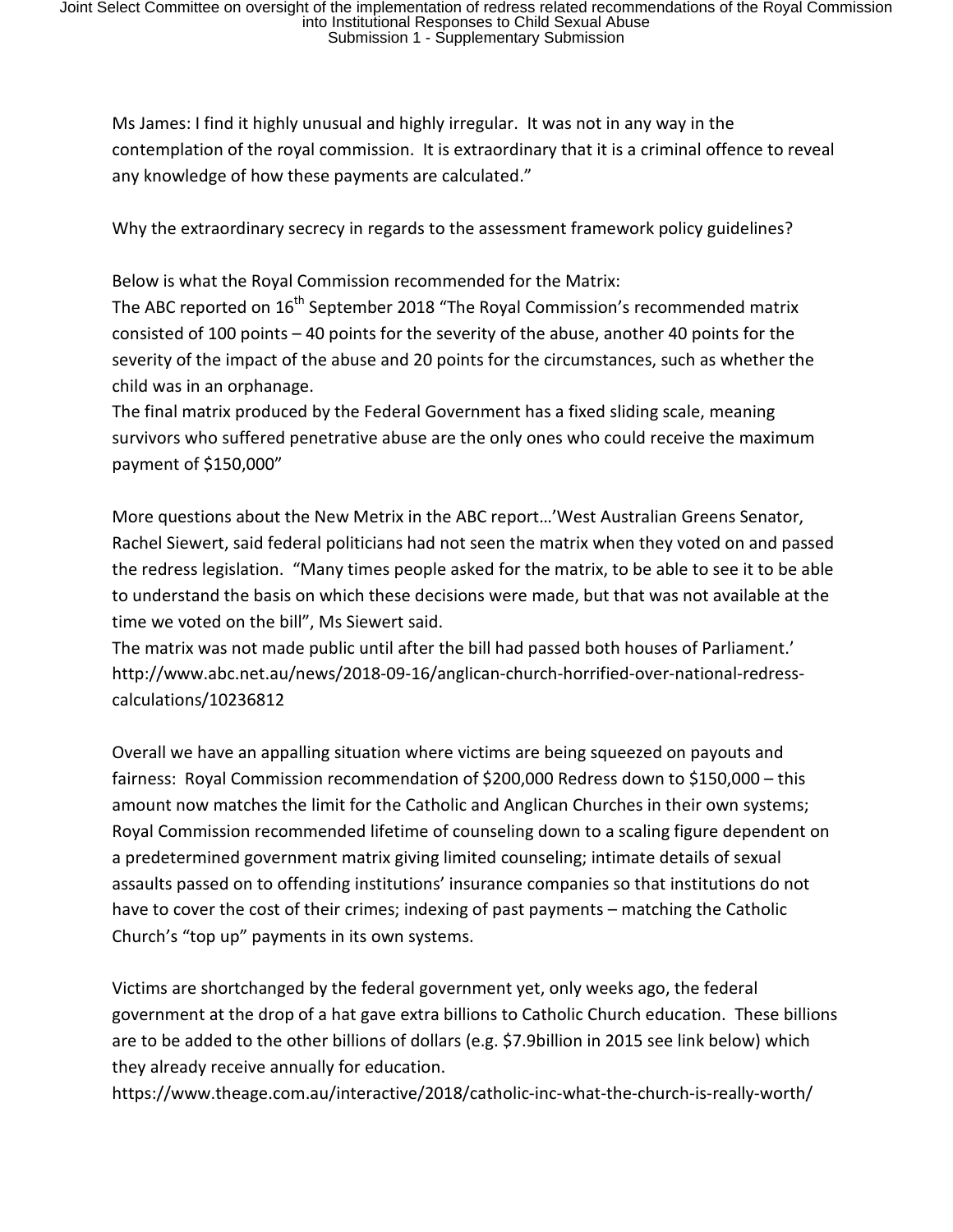Ms James: I find it highly unusual and highly irregular. It was not in any way in the contemplation of the royal commission. It is extraordinary that it is a criminal offence to reveal any knowledge of how these payments are calculated."

Why the extraordinary secrecy in regards to the assessment framework policy guidelines?

Below is what the Royal Commission recommended for the Matrix:
The ABC reported on 16th September 2018 "The Royal Commission's recommended matrix consisted of 100 points – 40 points for the severity of the abuse, another 40 points for the severity of the impact of the abuse and 20 points for the circumstances, such as whether the child was in an orphanage.
The final matrix produced by the Federal Government has a fixed sliding scale, meaning survivors who suffered penetrative abuse are the only ones who could receive the maximum payment of $150,000"

More questions about the New Metrix in the ABC report…'West Australian Greens Senator, Rachel Siewert, said federal politicians had not seen the matrix when they voted on and passed the redress legislation. "Many times people asked for the matrix, to be able to see it to be able to understand the basis on which these decisions were made, but that was not available at the time we voted on the bill", Ms Siewert said.
The matrix was not made public until after the bill had passed both houses of Parliament.'
http://www.abc.net.au/news/2018-09-16/anglican-church-horrified-over-national-redress-calculations/10236812

Overall we have an appalling situation where victims are being squeezed on payouts and fairness: Royal Commission recommendation of $200,000 Redress down to $150,000 – this amount now matches the limit for the Catholic and Anglican Churches in their own systems; Royal Commission recommended lifetime of counseling down to a scaling figure dependent on a predetermined government matrix giving limited counseling; intimate details of sexual assaults passed on to offending institutions' insurance companies so that institutions do not have to cover the cost of their crimes; indexing of past payments – matching the Catholic Church's "top up" payments in its own systems.

Victims are shortchanged by the federal government yet, only weeks ago, the federal government at the drop of a hat gave extra billions to Catholic Church education. These billions are to be added to the other billions of dollars (e.g. $7.9billion in 2015 see link below) which they already receive annually for education.
https://www.theage.com.au/interactive/2018/catholic-inc-what-the-church-is-really-worth/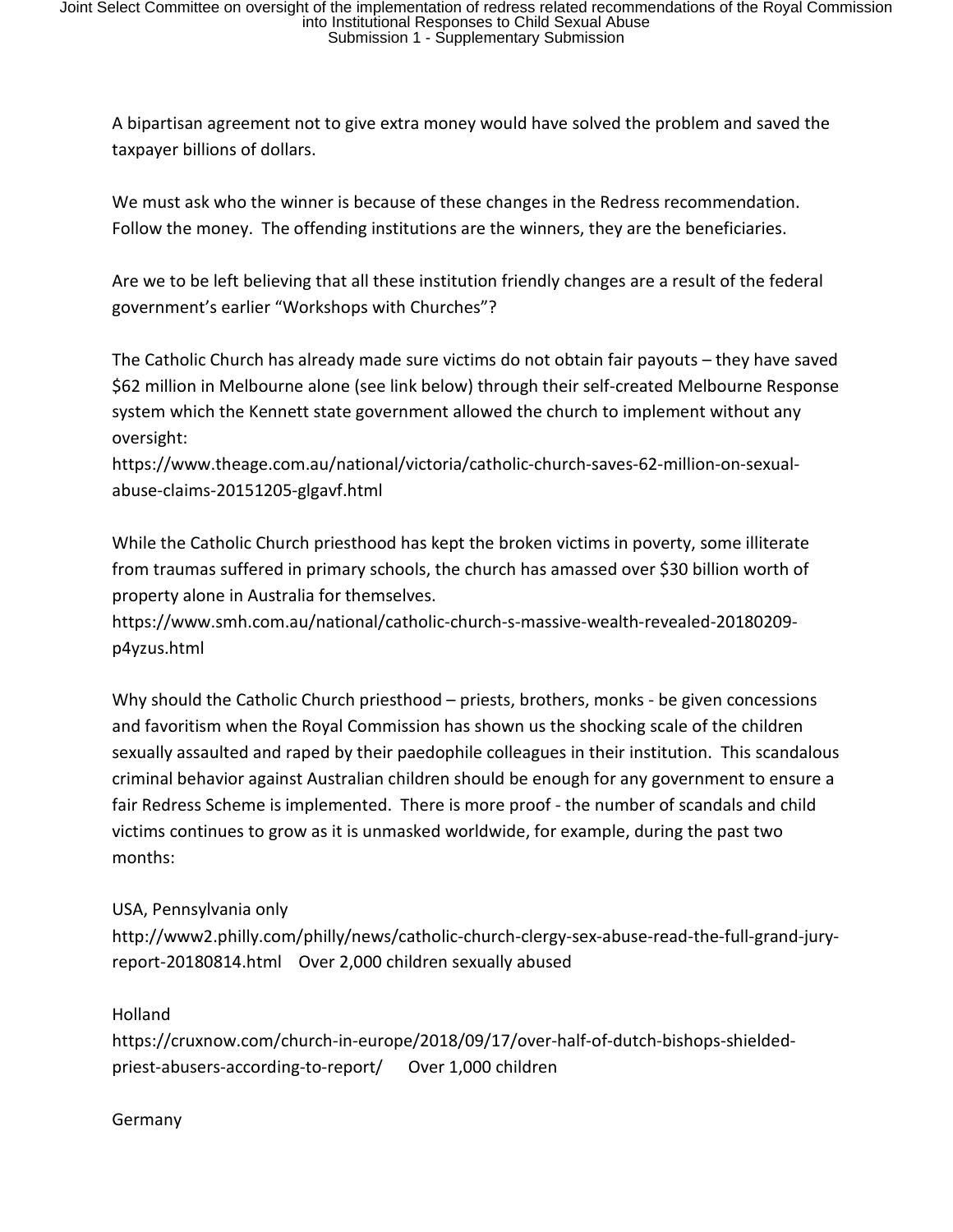A bipartisan agreement not to give extra money would have solved the problem and saved the taxpayer billions of dollars.

We must ask who the winner is because of these changes in the Redress recommendation. Follow the money. The offending institutions are the winners, they are the beneficiaries.

Are we to be left believing that all these institution friendly changes are a result of the federal government's earlier "Workshops with Churches"?

The Catholic Church has already made sure victims do not obtain fair payouts – they have saved $62 million in Melbourne alone (see link below) through their self-created Melbourne Response system which the Kennett state government allowed the church to implement without any oversight:
https://www.theage.com.au/national/victoria/catholic-church-saves-62-million-on-sexual-abuse-claims-20151205-glgavf.html

While the Catholic Church priesthood has kept the broken victims in poverty, some illiterate from traumas suffered in primary schools, the church has amassed over $30 billion worth of property alone in Australia for themselves.
https://www.smh.com.au/national/catholic-church-s-massive-wealth-revealed-20180209-p4yzus.html

Why should the Catholic Church priesthood – priests, brothers, monks - be given concessions and favoritism when the Royal Commission has shown us the shocking scale of the children sexually assaulted and raped by their paedophile colleagues in their institution. This scandalous criminal behavior against Australian children should be enough for any government to ensure a fair Redress Scheme is implemented. There is more proof - the number of scandals and child victims continues to grow as it is unmasked worldwide, for example, during the past two months:

USA, Pennsylvania only
http://www2.philly.com/philly/news/catholic-church-clergy-sex-abuse-read-the-full-grand-jury-report-20180814.html  Over 2,000 children sexually abused

Holland
https://cruxnow.com/church-in-europe/2018/09/17/over-half-of-dutch-bishops-shielded-priest-abusers-according-to-report/  Over 1,000 children

Germany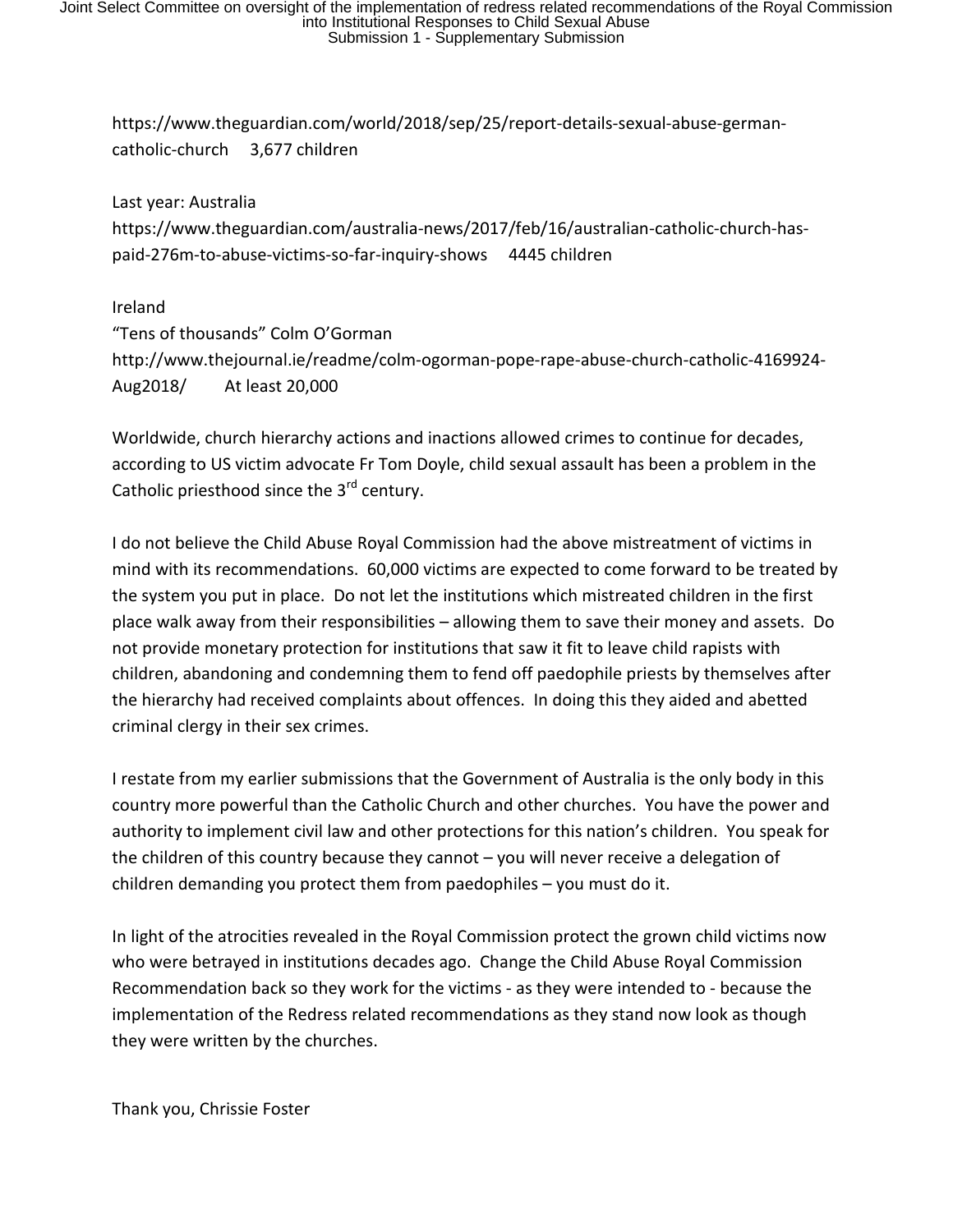https://www.theguardian.com/world/2018/sep/25/report-details-sexual-abuse-german-catholic-church     3,677 children

Last year: Australia
https://www.theguardian.com/australia-news/2017/feb/16/australian-catholic-church-has-paid-276m-to-abuse-victims-so-far-inquiry-shows     4445 children

Ireland
"Tens of thousands" Colm O'Gorman
http://www.thejournal.ie/readme/colm-ogorman-pope-rape-abuse-church-catholic-4169924-Aug2018/     At least 20,000

Worldwide, church hierarchy actions and inactions allowed crimes to continue for decades, according to US victim advocate Fr Tom Doyle, child sexual assault has been a problem in the Catholic priesthood since the 3rd century.

I do not believe the Child Abuse Royal Commission had the above mistreatment of victims in mind with its recommendations. 60,000 victims are expected to come forward to be treated by the system you put in place. Do not let the institutions which mistreated children in the first place walk away from their responsibilities – allowing them to save their money and assets. Do not provide monetary protection for institutions that saw it fit to leave child rapists with children, abandoning and condemning them to fend off paedophile priests by themselves after the hierarchy had received complaints about offences. In doing this they aided and abetted criminal clergy in their sex crimes.

I restate from my earlier submissions that the Government of Australia is the only body in this country more powerful than the Catholic Church and other churches. You have the power and authority to implement civil law and other protections for this nation's children. You speak for the children of this country because they cannot – you will never receive a delegation of children demanding you protect them from paedophiles – you must do it.

In light of the atrocities revealed in the Royal Commission protect the grown child victims now who were betrayed in institutions decades ago. Change the Child Abuse Royal Commission Recommendation back so they work for the victims - as they were intended to - because the implementation of the Redress related recommendations as they stand now look as though they were written by the churches.

Thank you, Chrissie Foster